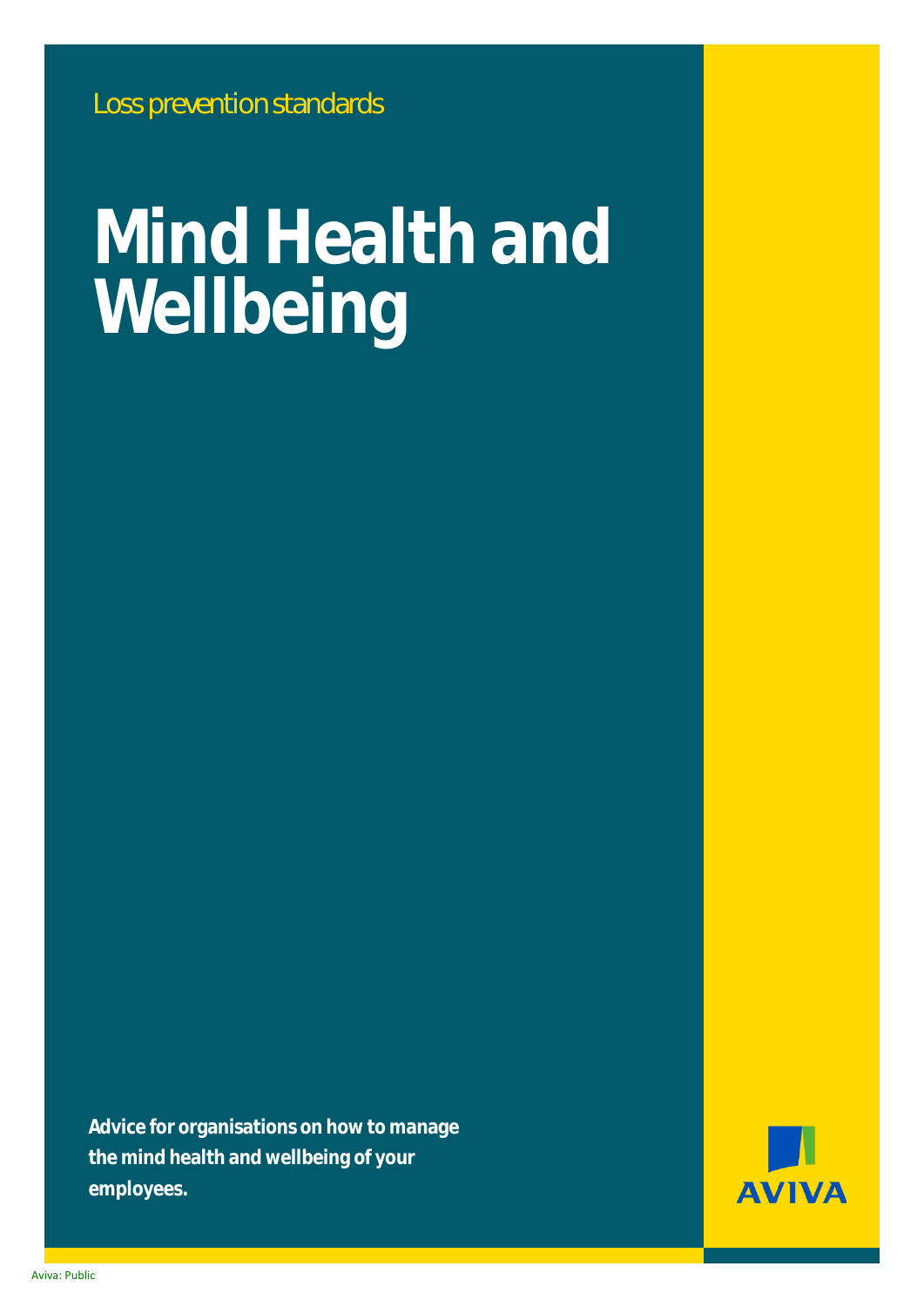Loss prevention standards

# Mind Health and Wellbeing

**Advice for organisations on how to manage the mind health and wellbeing of your employees.**

AVIVA

Aviva: Public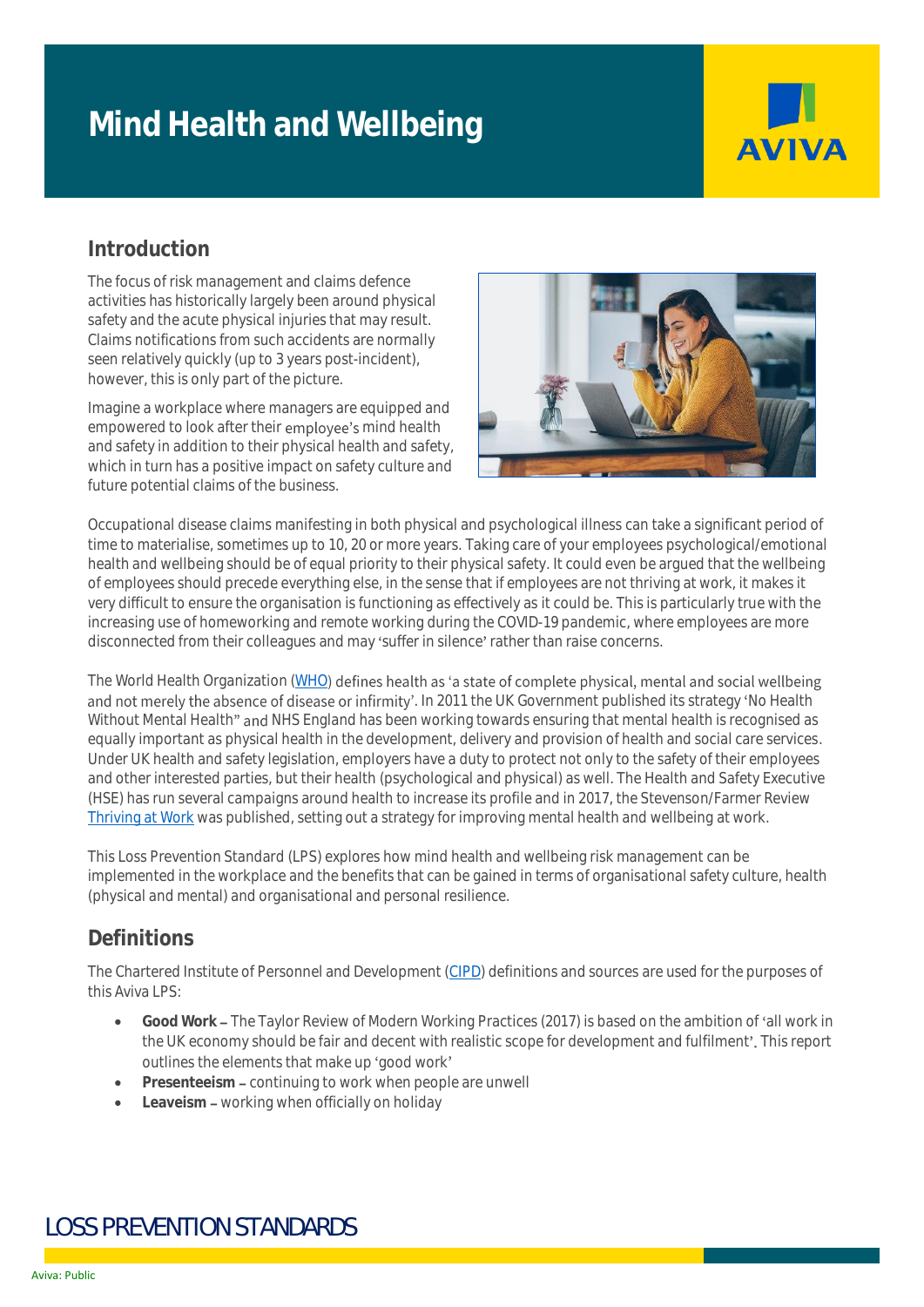# Mind Health and Wellbeing

## Introduction

The focus of risk management and claims defence activities has historically largely been around physical safety and the acute physical injuries that may result. Claims notifications from such accidents are normally seen relatively quickly (up to 3 years post-incident), however, this is only part of the picture.

Imagine a workplace where managers are equipped and empowered to look after their employee's mind health and safety in addition to their physical health and safety, which in turn has a positive impact on safety culture and future potential claims of the business.

Occupational disease claims manifesting in both physical and psychological illness can take a significant period of time to materialise, sometimes up to 10, 20 or more years. Taking care of your employees psychological/emotional health and wellbeing should be of equal priority to their physical safety. It could even be argued that the wellbeing of employees should precede everything else, in the sense that if employees are not thriving at work, it makes it very difficult to ensure the organisation is functioning as effectively as it could be. This is particularly true with the increasing use of homeworking and remote working during the COVID-19 pandemic, where employees are more disconnected from their colleagues and may 'suffer in silence' rather than raise concerns.

The World Health Organization (WHO) defines health as 'a state of complete physical, mental and social wellbeing and not merely the absence of disease or infirmity'. In 2011 the UK Government published its strategy 'No Health Without Mental Health" and NHS England has been working towards ensuring that mental health is recognised as equally important as physical health in the development, delivery and provision of health and social care services. Under UK health and safety legislation, employers have a duty to protect not only to the safety of their employees and other interested parties, but their health (psychological and physical) as well. The Health and Safety Executive (HSE) has run several campaigns around health to increase its profile and in 2017, the Stevenson/Farmer Review Thriving at Work was published, setting out a strategy for improving mental health and wellbeing at work.

This Loss Prevention Standard (LPS) explores how mind health and wellbeing risk management can be implemented in the workplace and the benefits that can be gained in terms of organisational safety culture, health (physical and mental) and organisational and personal resilience.

## Definitions

The Chartered Institute of Personnel and Development (CIPD) definitions and sources are used for the purposes of this Aviva LPS:

- **Good Work** – The Taylor Review of Modern Working Practices (2017) is based on the ambition of 'all work in the UK economy should be fair and decent with realistic scope for development and fulfilment'. This report outlines the elements that make up 'good work'
- **Presenteeism** – continuing to work when people are unwell
- **Leaveism** – working when officially on holiday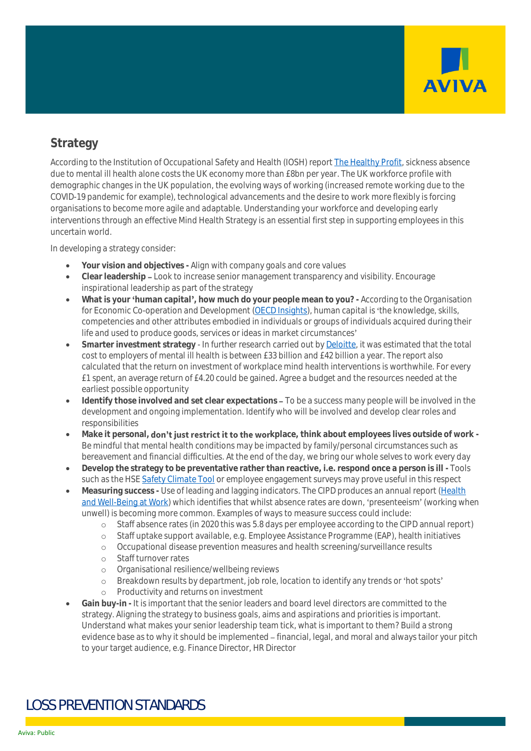## Strategy

According to the Institution of Occupational Safety and Health (IOSH) report The Healthy Profit, sickness absence due to mental ill health alone costs the UK economy more than £8bn per year. The UK workforce profile with demographic changes in the UK population, the evolving ways of working (increased remote working due to the COVID-19 pandemic for example), technological advancements and the desire to work more flexibly is forcing organisations to become more agile and adaptable. Understanding your workforce and developing early interventions through an effective Mind Health Strategy is an essential first step in supporting employees in this uncertain world.

In developing a strategy consider:

- **Your vision and objectives -** Align with company goals and core values
- **Clear leadership –** Look to increase senior management transparency and visibility. Encourage inspirational leadership as part of the strategy
- **What is your 'human capital', how much do your people mean to you? -** According to the Organisation for Economic Co-operation and Development (OECD Insights), human capital is 'the knowledge, skills, competencies and other attributes embodied in individuals or groups of individuals acquired during their life and used to produce goods, services or ideas in market circumstances'
- **Smarter investment strategy** - In further research carried out by Deloitte, it was estimated that the total cost to employers of mental ill health is between £33 billion and £42 billion a year. The report also calculated that the return on investment of workplace mind health interventions is worthwhile. For every £1 spent, an average return of £4.20 could be gained. Agree a budget and the resources needed at the earliest possible opportunity
- **Identify those involved and set clear expectations –** To be a success many people will be involved in the development and ongoing implementation. Identify who will be involved and develop clear roles and responsibilities
- **Make it personal, don't just restrict it to the workplace, think about employees lives outside of work -** Be mindful that mental health conditions may be impacted by family/personal circumstances such as bereavement and financial difficulties. At the end of the day, we bring our whole selves to work every day
- **Develop the strategy to be preventative rather than reactive, i.e. respond once a person is ill -** Tools such as the HSE Safety Climate Tool or employee engagement surveys may prove useful in this respect
- **Measuring success -** Use of leading and lagging indicators. The CIPD produces an annual report (Health and Well-Being at Work) which identifies that whilst absence rates are down, 'presenteeism' (working when unwell) is becoming more common. Examples of ways to measure success could include:
  - Staff absence rates (in 2020 this was 5.8 days per employee according to the CIPD annual report)
  - Staff uptake support available, e.g. Employee Assistance Programme (EAP), health initiatives
  - Occupational disease prevention measures and health screening/surveillance results
  - Staff turnover rates
  - Organisational resilience/wellbeing reviews
  - Breakdown results by department, job role, location to identify any trends or 'hot spots'
  - Productivity and returns on investment
- **Gain buy-in -** It is important that the senior leaders and board level directors are committed to the strategy. Aligning the strategy to business goals, aims and aspirations and priorities is important. Understand what makes your senior leadership team tick, what is important to them? Build a strong evidence base as to why it should be implemented – financial, legal, and moral and always tailor your pitch to your target audience, e.g. Finance Director, HR Director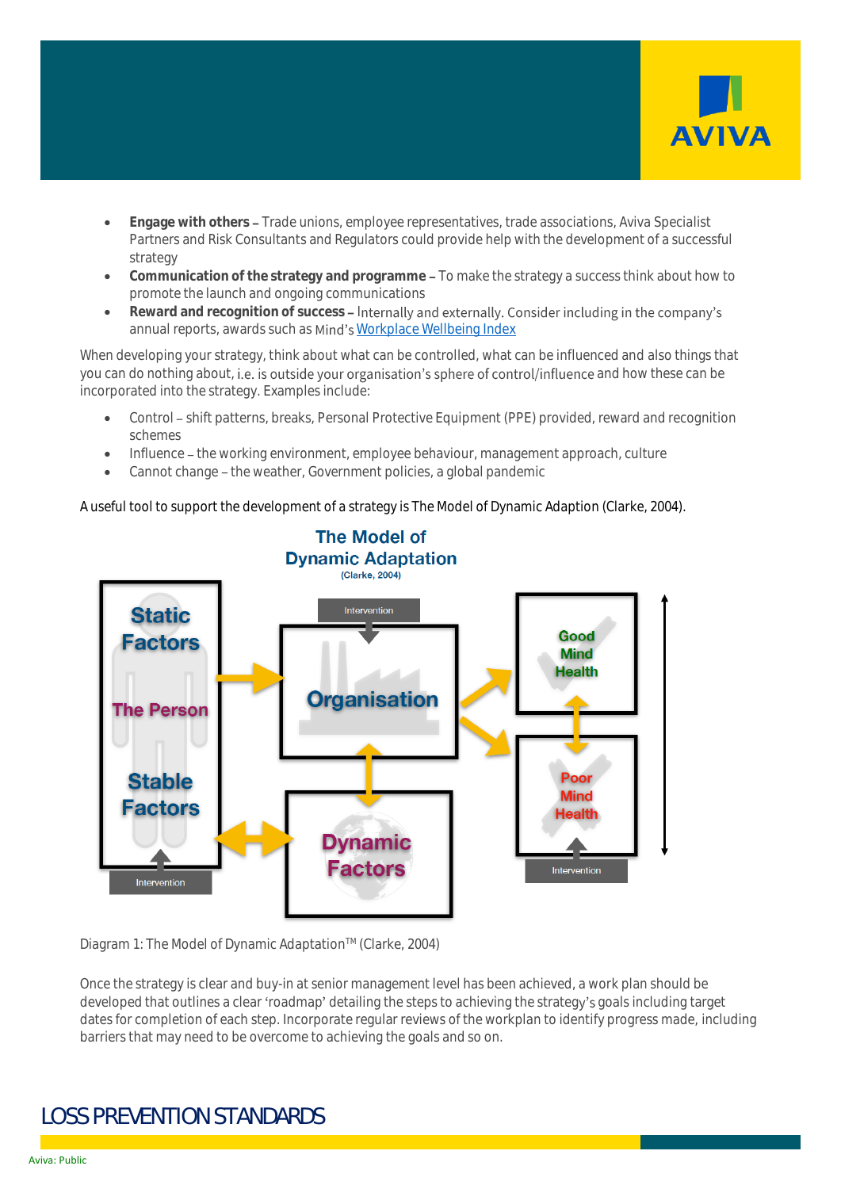- **Engage with others** – Trade unions, employee representatives, trade associations, Aviva Specialist Partners and Risk Consultants and Regulators could provide help with the development of a successful strategy
- **Communication of the strategy and programme** – To make the strategy a success think about how to promote the launch and ongoing communications
- **Reward and recognition of success** – Internally and externally. Consider including in the company's annual reports, awards such as Mind's [Workplace Wellbeing Index]

When developing your strategy, think about what can be controlled, what can be influenced and also things that you can do nothing about, i.e. is outside your organisation's sphere of control/influence and how these can be incorporated into the strategy. Examples include:

- Control – shift patterns, breaks, Personal Protective Equipment (PPE) provided, reward and recognition schemes
- Influence – the working environment, employee behaviour, management approach, culture
- Cannot change – the weather, Government policies, a global pandemic

A useful tool to support the development of a strategy is The Model of Dynamic Adaption (Clarke, 2004).

**The Model of Dynamic Adaptation**
(Clarke, 2004)

Static Factors | The Person | Stable Factors | Intervention | Organisation | Intervention | Dynamic Factors | Good Mind Health | Poor Mind Health | Intervention

Diagram 1: The Model of Dynamic Adaptation™ (Clarke, 2004)

Once the strategy is clear and buy-in at senior management level has been achieved, a work plan should be developed that outlines a clear 'roadmap' detailing the steps to achieving the strategy's goals including target dates for completion of each step. Incorporate regular reviews of the workplan to identify progress made, including barriers that may need to be overcome to achieving the goals and so on.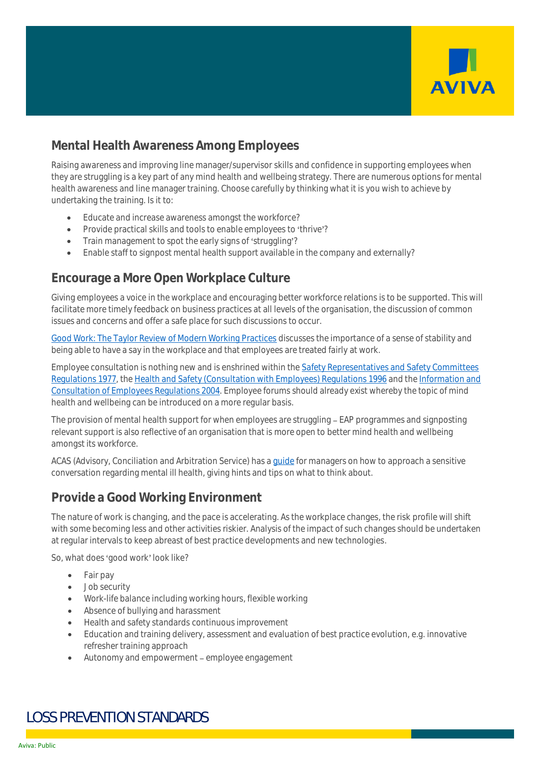## Mental Health Awareness Among Employees

Raising awareness and improving line manager/supervisor skills and confidence in supporting employees when they are struggling is a key part of any mind health and wellbeing strategy. There are numerous options for mental health awareness and line manager training. Choose carefully by thinking what it is you wish to achieve by undertaking the training. Is it to:

- Educate and increase awareness amongst the workforce?
- Provide practical skills and tools to enable employees to 'thrive'?
- Train management to spot the early signs of 'struggling'?
- Enable staff to signpost mental health support available in the company and externally?

## Encourage a More Open Workplace Culture

Giving employees a voice in the workplace and encouraging better workforce relations is to be supported. This will facilitate more timely feedback on business practices at all levels of the organisation, the discussion of common issues and concerns and offer a safe place for such discussions to occur.

Good Work: The Taylor Review of Modern Working Practices discusses the importance of a sense of stability and being able to have a say in the workplace and that employees are treated fairly at work.

Employee consultation is nothing new and is enshrined within the Safety Representatives and Safety Committees Regulations 1977, the Health and Safety (Consultation with Employees) Regulations 1996 and the Information and Consultation of Employees Regulations 2004. Employee forums should already exist whereby the topic of mind health and wellbeing can be introduced on a more regular basis.

The provision of mental health support for when employees are struggling – EAP programmes and signposting relevant support is also reflective of an organisation that is more open to better mind health and wellbeing amongst its workforce.

ACAS (Advisory, Conciliation and Arbitration Service) has a guide for managers on how to approach a sensitive conversation regarding mental ill health, giving hints and tips on what to think about.

## Provide a Good Working Environment

The nature of work is changing, and the pace is accelerating. As the workplace changes, the risk profile will shift with some becoming less and other activities riskier. Analysis of the impact of such changes should be undertaken at regular intervals to keep abreast of best practice developments and new technologies.

So, what does 'good work' look like?

- Fair pay
- Job security
- Work-life balance including working hours, flexible working
- Absence of bullying and harassment
- Health and safety standards continuous improvement
- Education and training delivery, assessment and evaluation of best practice evolution, e.g. innovative refresher training approach
- Autonomy and empowerment – employee engagement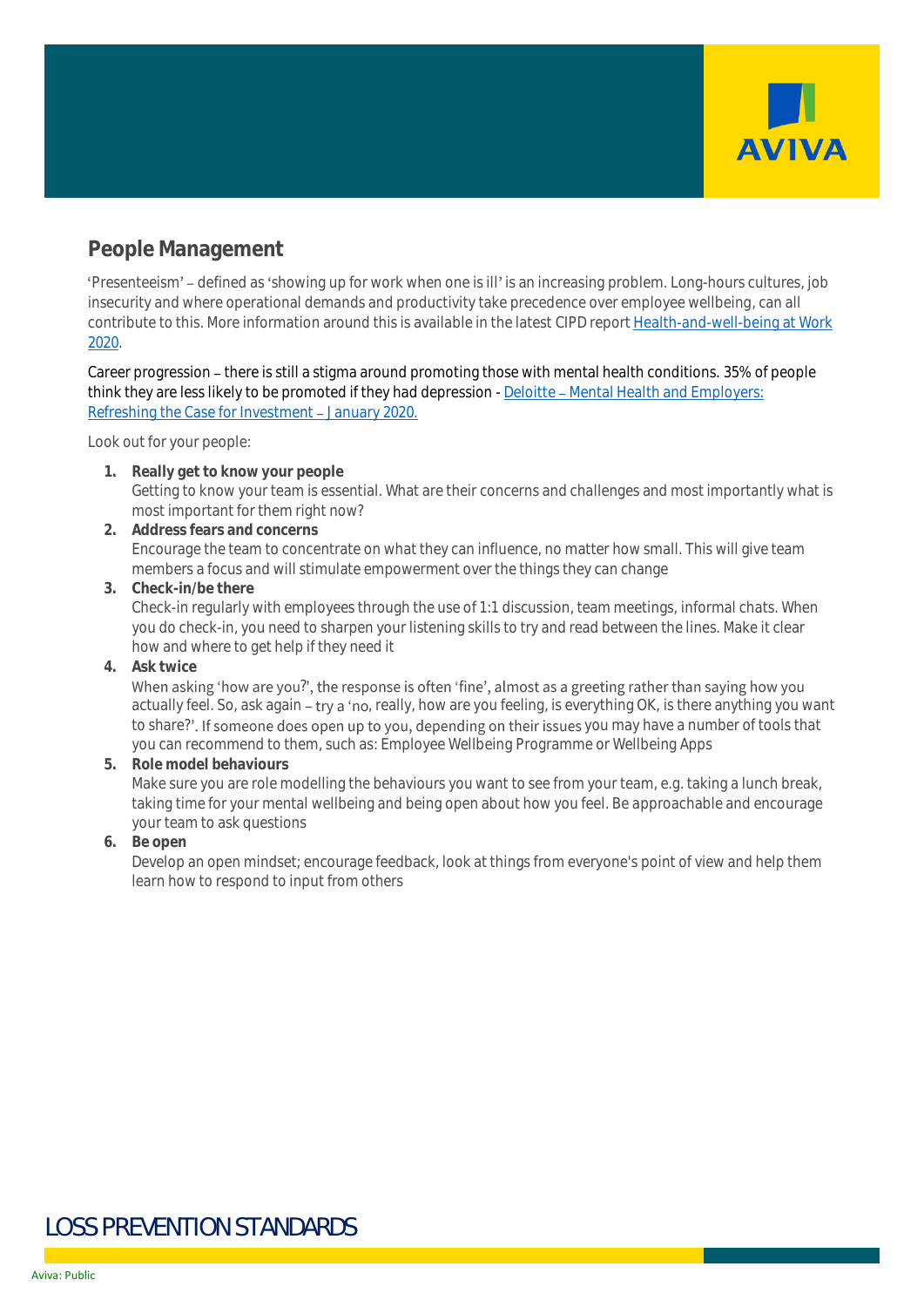## People Management

'Presenteeism' – defined as 'showing up for work when one is ill' is an increasing problem. Long-hours cultures, job insecurity and where operational demands and productivity take precedence over employee wellbeing, can all contribute to this. More information around this is available in the latest CIPD report [Health-and-well-being at Work 2020](#).

Career progression – there is still a stigma around promoting those with mental health conditions. 35% of people think they are less likely to be promoted if they had depression - [Deloitte – Mental Health and Employers: Refreshing the Case for Investment – January 2020.](#)

Look out for your people:

1. **Really get to know your people**
   Getting to know your team is essential. What are their concerns and challenges and most importantly what is most important for them right now?
2. **Address fears and concerns**
   Encourage the team to concentrate on what they can influence, no matter how small. This will give team members a focus and will stimulate empowerment over the things they can change
3. **Check-in/be there**
   Check-in regularly with employees through the use of 1:1 discussion, team meetings, informal chats. When you do check-in, you need to sharpen your listening skills to try and read between the lines. Make it clear how and where to get help if they need it
4. **Ask twice**
   When asking 'how are you?', the response is often 'fine', almost as a greeting rather than saying how you actually feel. So, ask again – try a 'no, really, how are you feeling, is everything OK, is there anything you want to share?'. If someone does open up to you, depending on their issues you may have a number of tools that you can recommend to them, such as: Employee Wellbeing Programme or Wellbeing Apps
5. **Role model behaviours**
   Make sure you are role modelling the behaviours you want to see from your team, e.g. taking a lunch break, taking time for your mental wellbeing and being open about how you feel. Be approachable and encourage your team to ask questions
6. **Be open**
   Develop an open mindset; encourage feedback, look at things from everyone's point of view and help them learn how to respond to input from others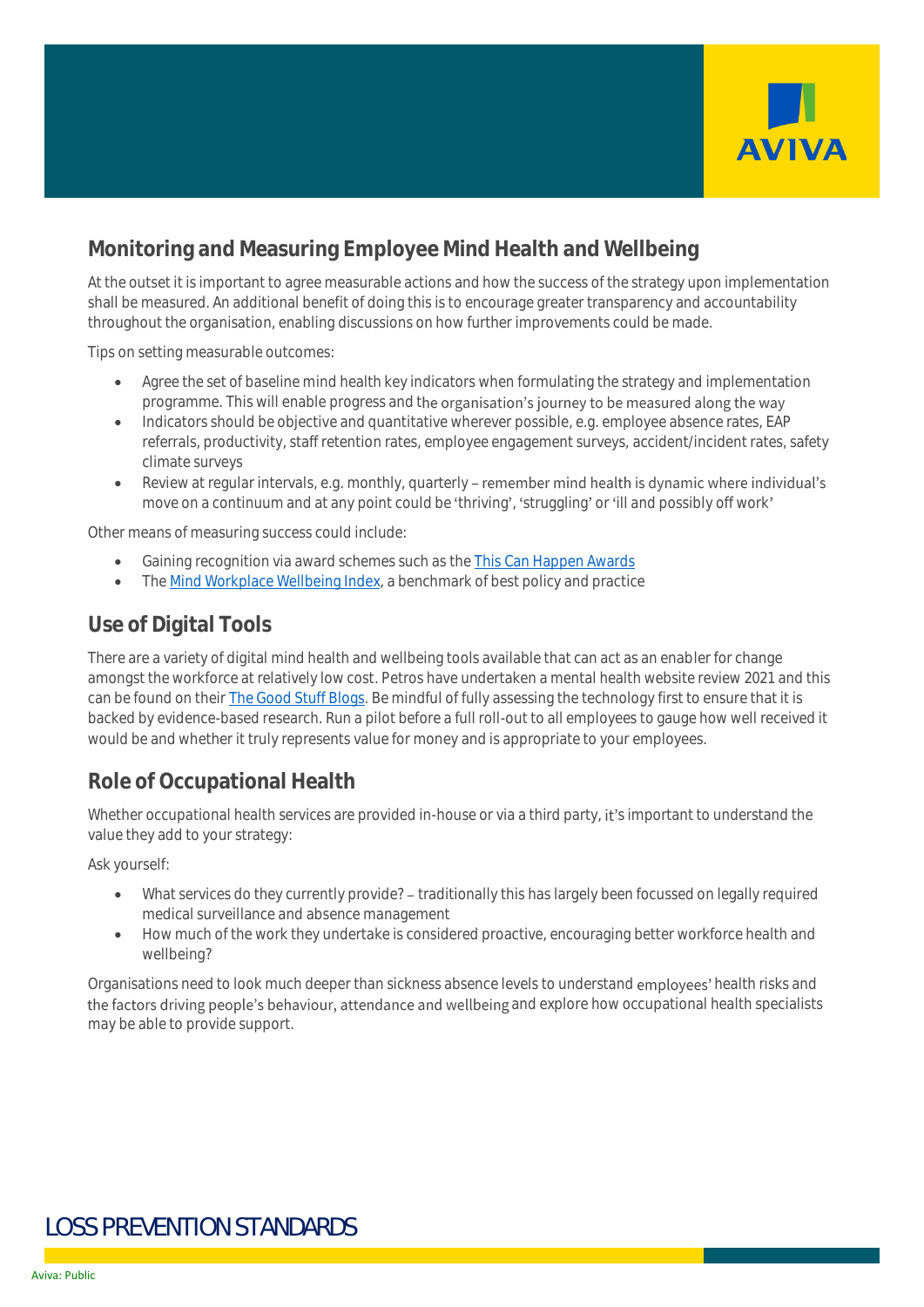## Monitoring and Measuring Employee Mind Health and Wellbeing

At the outset it is important to agree measurable actions and how the success of the strategy upon implementation shall be measured. An additional benefit of doing this is to encourage greater transparency and accountability throughout the organisation, enabling discussions on how further improvements could be made.

Tips on setting measurable outcomes:

- Agree the set of baseline mind health key indicators when formulating the strategy and implementation programme. This will enable progress and the organisation's journey to be measured along the way
- Indicators should be objective and quantitative wherever possible, e.g. employee absence rates, EAP referrals, productivity, staff retention rates, employee engagement surveys, accident/incident rates, safety climate surveys
- Review at regular intervals, e.g. monthly, quarterly – remember mind health is dynamic where individual's move on a continuum and at any point could be 'thriving', 'struggling' or 'ill and possibly off work'

Other means of measuring success could include:

- Gaining recognition via award schemes such as the [This Can Happen Awards](This Can Happen Awards)
- The [Mind Workplace Wellbeing Index](Mind Workplace Wellbeing Index), a benchmark of best policy and practice

## Use of Digital Tools

There are a variety of digital mind health and wellbeing tools available that can act as an enabler for change amongst the workforce at relatively low cost. Petros have undertaken a mental health website review 2021 and this can be found on their [The Good Stuff Blogs](The Good Stuff Blogs). Be mindful of fully assessing the technology first to ensure that it is backed by evidence-based research. Run a pilot before a full roll-out to all employees to gauge how well received it would be and whether it truly represents value for money and is appropriate to your employees.

## Role of Occupational Health

Whether occupational health services are provided in-house or via a third party, it's important to understand the value they add to your strategy:

Ask yourself:

- What services do they currently provide? – traditionally this has largely been focussed on legally required medical surveillance and absence management
- How much of the work they undertake is considered proactive, encouraging better workforce health and wellbeing?

Organisations need to look much deeper than sickness absence levels to understand employees' health risks and the factors driving people's behaviour, attendance and wellbeing and explore how occupational health specialists may be able to provide support.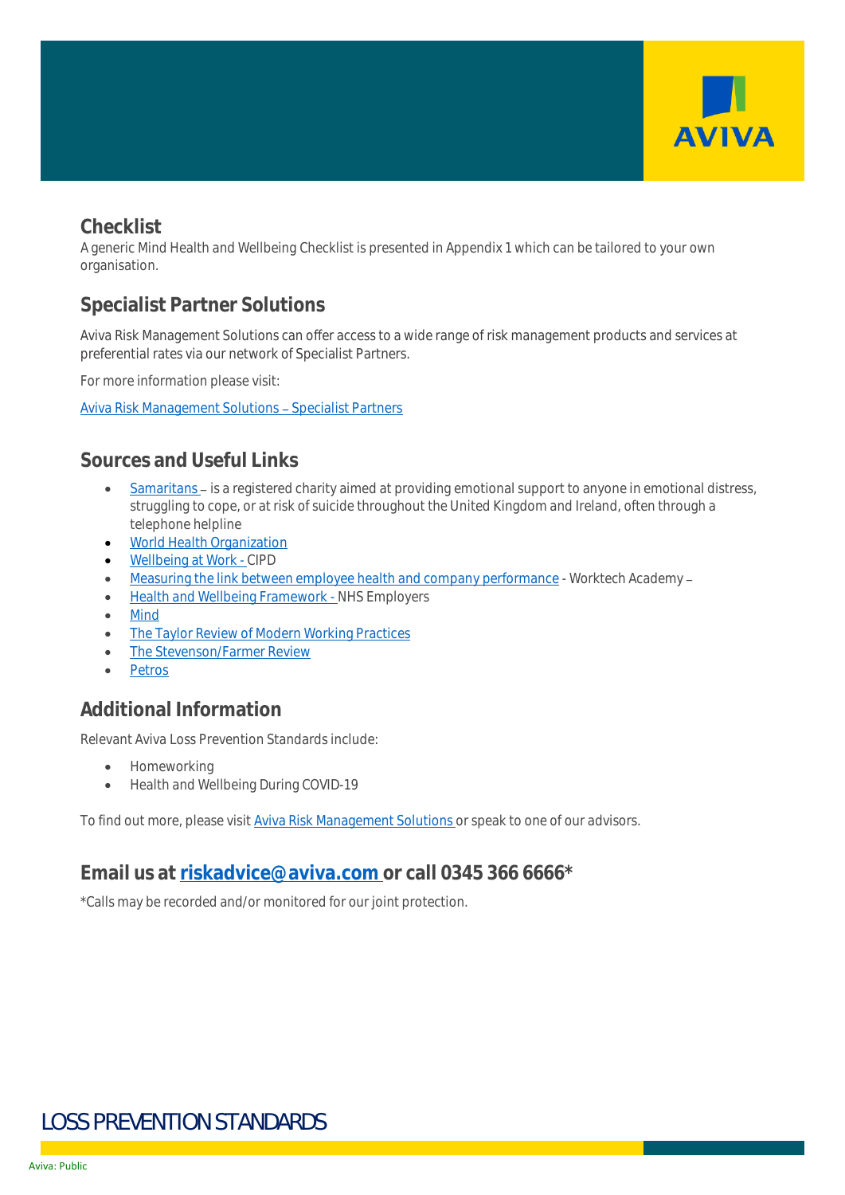## Checklist

A generic Mind Health and Wellbeing Checklist is presented in Appendix 1 which can be tailored to your own organisation.

## Specialist Partner Solutions

Aviva Risk Management Solutions can offer access to a wide range of risk management products and services at preferential rates via our network of Specialist Partners.

For more information please visit:

Aviva Risk Management Solutions – Specialist Partners

## Sources and Useful Links

- Samaritans – is a registered charity aimed at providing emotional support to anyone in emotional distress, struggling to cope, or at risk of suicide throughout the United Kingdom and Ireland, often through a telephone helpline
- World Health Organization
- Wellbeing at Work - CIPD
- Measuring the link between employee health and company performance - Worktech Academy –
- Health and Wellbeing Framework - NHS Employers
- Mind
- The Taylor Review of Modern Working Practices
- The Stevenson/Farmer Review
- Petros

## Additional Information

Relevant Aviva Loss Prevention Standards include:

- Homeworking
- Health and Wellbeing During COVID-19

To find out more, please visit Aviva Risk Management Solutions or speak to one of our advisors.

## Email us at riskadvice@aviva.com or call 0345 366 6666*

*Calls may be recorded and/or monitored for our joint protection.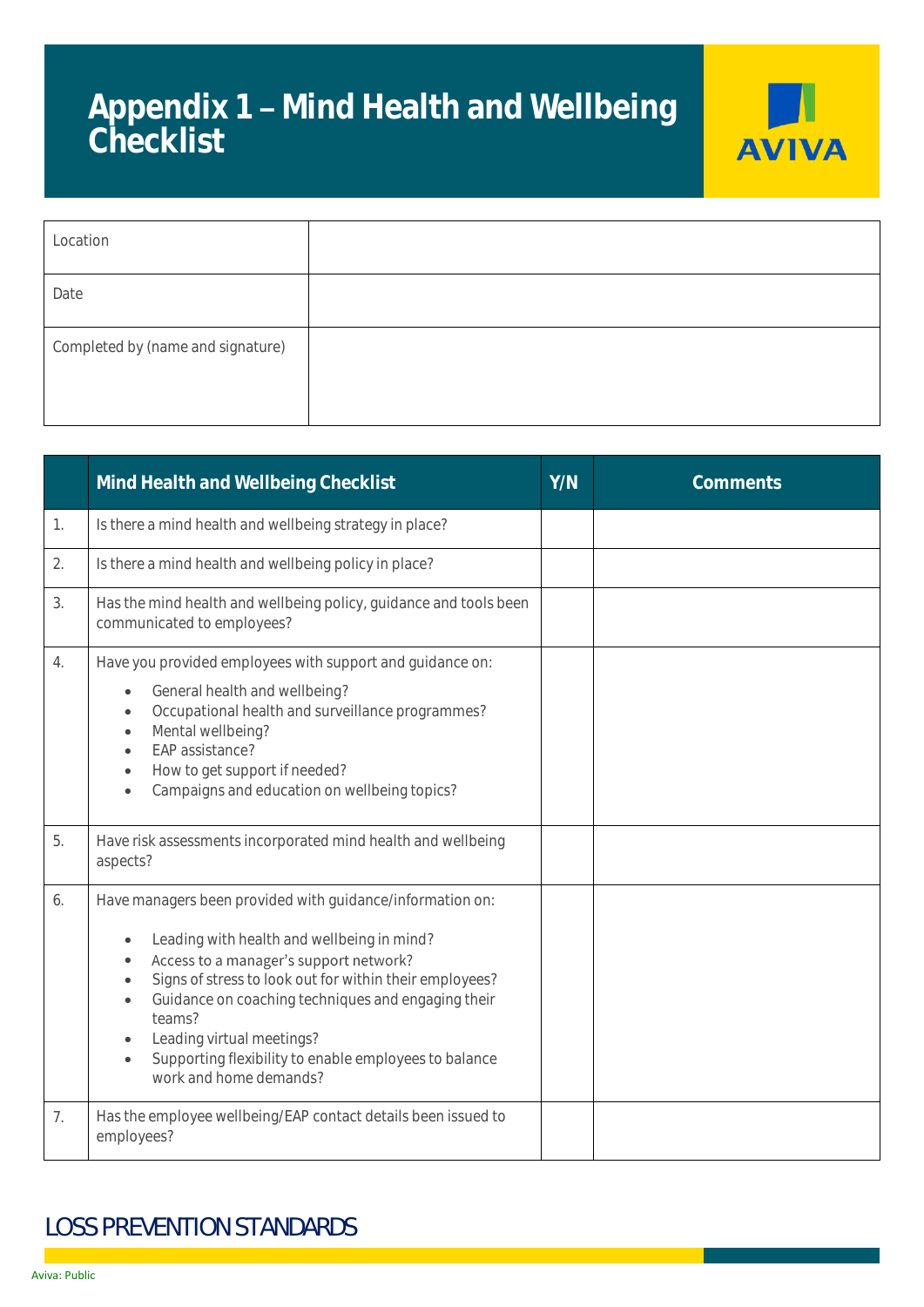# Appendix 1 – Mind Health and Wellbeing Checklist

| Location | |
|---|---|
| Date | |
| Completed by (name and signature) | |

| | Mind Health and Wellbeing Checklist | Y/N | Comments |
|---|---|---|---|
| 1. | Is there a mind health and wellbeing strategy in place? | | |
| 2. | Is there a mind health and wellbeing policy in place? | | |
| 3. | Has the mind health and wellbeing policy, guidance and tools been communicated to employees? | | |
| 4. | Have you provided employees with support and guidance on:<br>• General health and wellbeing?<br>• Occupational health and surveillance programmes?<br>• Mental wellbeing?<br>• EAP assistance?<br>• How to get support if needed?<br>• Campaigns and education on wellbeing topics? | | |
| 5. | Have risk assessments incorporated mind health and wellbeing aspects? | | |
| 6. | Have managers been provided with guidance/information on:<br>• Leading with health and wellbeing in mind?<br>• Access to a manager's support network?<br>• Signs of stress to look out for within their employees?<br>• Guidance on coaching techniques and engaging their teams?<br>• Leading virtual meetings?<br>• Supporting flexibility to enable employees to balance work and home demands? | | |
| 7. | Has the employee wellbeing/EAP contact details been issued to employees? | | |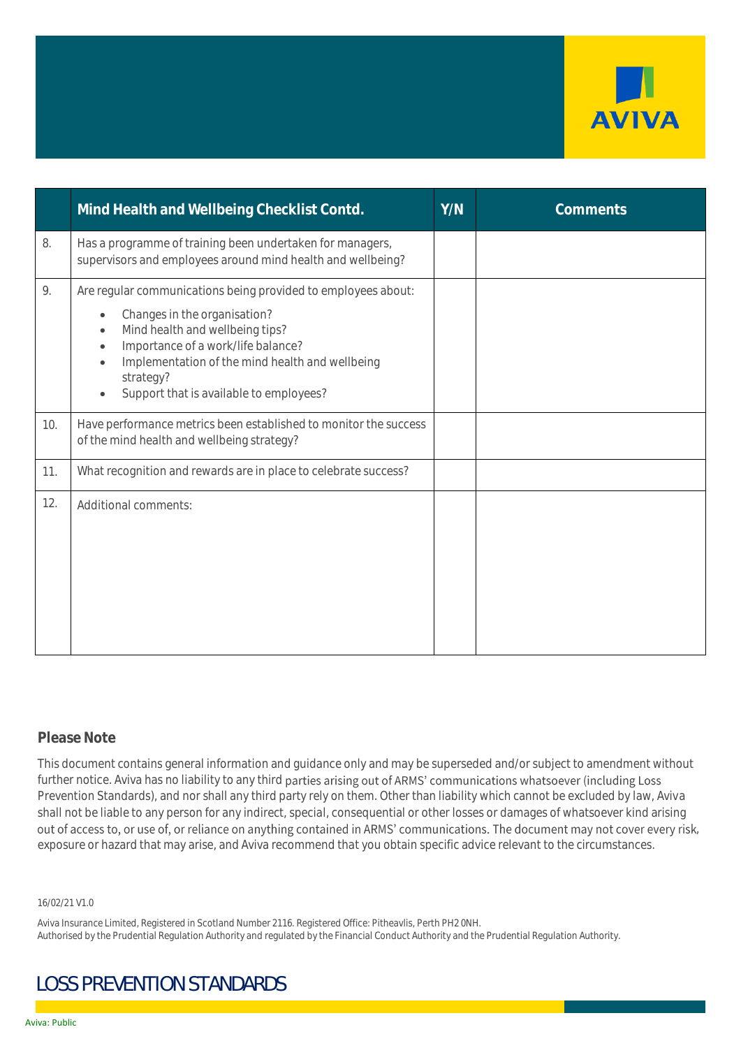| | Mind Health and Wellbeing Checklist Contd. | Y/N | Comments |
|---|---|---|---|
| 8. | Has a programme of training been undertaken for managers, supervisors and employees around mind health and wellbeing? | | |
| 9. | Are regular communications being provided to employees about:<br>• Changes in the organisation?<br>• Mind health and wellbeing tips?<br>• Importance of a work/life balance?<br>• Implementation of the mind health and wellbeing strategy?<br>• Support that is available to employees? | | |
| 10. | Have performance metrics been established to monitor the success of the mind health and wellbeing strategy? | | |
| 11. | What recognition and rewards are in place to celebrate success? | | |
| 12. | Additional comments: | | |

**Please Note**

This document contains general information and guidance only and may be superseded and/or subject to amendment without further notice. Aviva has no liability to any third parties arising out of ARMS' communications whatsoever (including Loss Prevention Standards), and nor shall any third party rely on them. Other than liability which cannot be excluded by law, Aviva shall not be liable to any person for any indirect, special, consequential or other losses or damages of whatsoever kind arising out of access to, or use of, or reliance on anything contained in ARMS' communications. The document may not cover every risk, exposure or hazard that may arise, and Aviva recommend that you obtain specific advice relevant to the circumstances.

16/02/21 V1.0

Aviva Insurance Limited, Registered in Scotland Number 2116. Registered Office: Pitheavlis, Perth PH2 0NH.
Authorised by the Prudential Regulation Authority and regulated by the Financial Conduct Authority and the Prudential Regulation Authority.